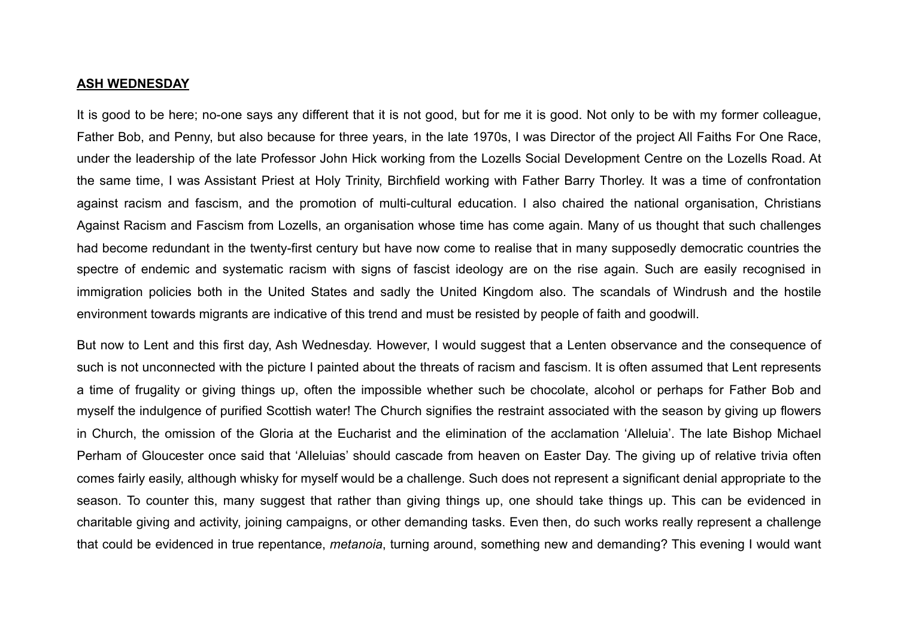**ASH WEDNESDAY**

It is good to be here; no-one says any different that it is not good, but for me it is good. Not only to be with my former colleague, Father Bob, and Penny, but also because for three years, in the late 1970s, I was Director of the project All Faiths For One Race, under the leadership of the late Professor John Hick working from the Lozells Social Development Centre on the Lozells Road. At the same time, I was Assistant Priest at Holy Trinity, Birchfield working with Father Barry Thorley. It was a time of confrontation against racism and fascism, and the promotion of multi-cultural education. I also chaired the national organisation, Christians Against Racism and Fascism from Lozells, an organisation whose time has come again. Many of us thought that such challenges had become redundant in the twenty-first century but have now come to realise that in many supposedly democratic countries the spectre of endemic and systematic racism with signs of fascist ideology are on the rise again. Such are easily recognised in immigration policies both in the United States and sadly the United Kingdom also. The scandals of Windrush and the hostile environment towards migrants are indicative of this trend and must be resisted by people of faith and goodwill.

But now to Lent and this first day, Ash Wednesday. However, I would suggest that a Lenten observance and the consequence of such is not unconnected with the picture I painted about the threats of racism and fascism. It is often assumed that Lent represents a time of frugality or giving things up, often the impossible whether such be chocolate, alcohol or perhaps for Father Bob and myself the indulgence of purified Scottish water! The Church signifies the restraint associated with the season by giving up flowers in Church, the omission of the Gloria at the Eucharist and the elimination of the acclamation 'Alleluia'. The late Bishop Michael Perham of Gloucester once said that 'Alleluias' should cascade from heaven on Easter Day. The giving up of relative trivia often comes fairly easily, although whisky for myself would be a challenge. Such does not represent a significant denial appropriate to the season. To counter this, many suggest that rather than giving things up, one should take things up. This can be evidenced in charitable giving and activity, joining campaigns, or other demanding tasks. Even then, do such works really represent a challenge that could be evidenced in true repentance, *metanoia*, turning around, something new and demanding? This evening I would want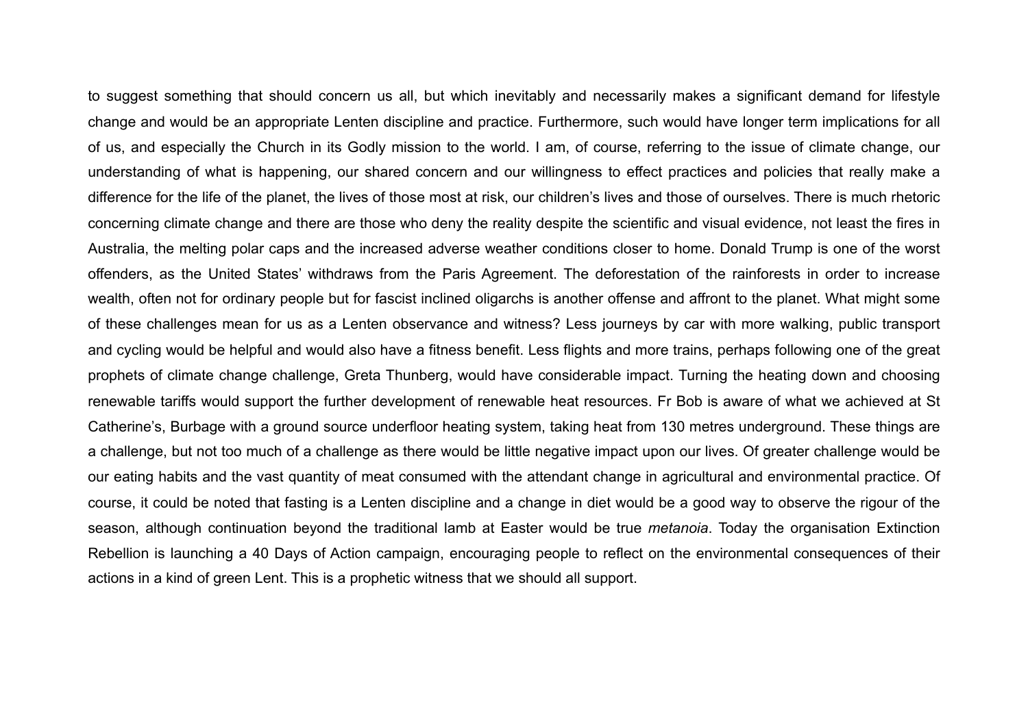to suggest something that should concern us all, but which inevitably and necessarily makes a significant demand for lifestyle change and would be an appropriate Lenten discipline and practice. Furthermore, such would have longer term implications for all of us, and especially the Church in its Godly mission to the world. I am, of course, referring to the issue of climate change, our understanding of what is happening, our shared concern and our willingness to effect practices and policies that really make a difference for the life of the planet, the lives of those most at risk, our children's lives and those of ourselves. There is much rhetoric concerning climate change and there are those who deny the reality despite the scientific and visual evidence, not least the fires in Australia, the melting polar caps and the increased adverse weather conditions closer to home. Donald Trump is one of the worst offenders, as the United States' withdraws from the Paris Agreement. The deforestation of the rainforests in order to increase wealth, often not for ordinary people but for fascist inclined oligarchs is another offense and affront to the planet. What might some of these challenges mean for us as a Lenten observance and witness? Less journeys by car with more walking, public transport and cycling would be helpful and would also have a fitness benefit. Less flights and more trains, perhaps following one of the great prophets of climate change challenge, Greta Thunberg, would have considerable impact. Turning the heating down and choosing renewable tariffs would support the further development of renewable heat resources. Fr Bob is aware of what we achieved at St Catherine's, Burbage with a ground source underfloor heating system, taking heat from 130 metres underground. These things are a challenge, but not too much of a challenge as there would be little negative impact upon our lives. Of greater challenge would be our eating habits and the vast quantity of meat consumed with the attendant change in agricultural and environmental practice. Of course, it could be noted that fasting is a Lenten discipline and a change in diet would be a good way to observe the rigour of the season, although continuation beyond the traditional lamb at Easter would be true *metanoia*. Today the organisation Extinction Rebellion is launching a 40 Days of Action campaign, encouraging people to reflect on the environmental consequences of their actions in a kind of green Lent. This is a prophetic witness that we should all support.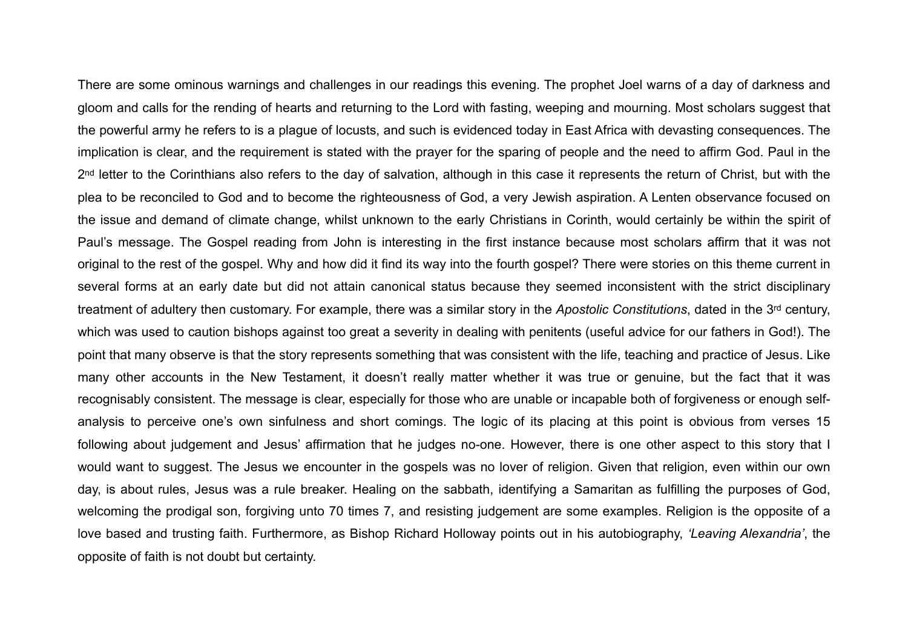There are some ominous warnings and challenges in our readings this evening. The prophet Joel warns of a day of darkness and gloom and calls for the rending of hearts and returning to the Lord with fasting, weeping and mourning. Most scholars suggest that the powerful army he refers to is a plague of locusts, and such is evidenced today in East Africa with devasting consequences. The implication is clear, and the requirement is stated with the prayer for the sparing of people and the need to affirm God. Paul in the 2nd letter to the Corinthians also refers to the day of salvation, although in this case it represents the return of Christ, but with the plea to be reconciled to God and to become the righteousness of God, a very Jewish aspiration. A Lenten observance focused on the issue and demand of climate change, whilst unknown to the early Christians in Corinth, would certainly be within the spirit of Paul's message. The Gospel reading from John is interesting in the first instance because most scholars affirm that it was not original to the rest of the gospel. Why and how did it find its way into the fourth gospel? There were stories on this theme current in several forms at an early date but did not attain canonical status because they seemed inconsistent with the strict disciplinary treatment of adultery then customary. For example, there was a similar story in the *Apostolic Constitutions*, dated in the 3rd century, which was used to caution bishops against too great a severity in dealing with penitents (useful advice for our fathers in God!). The point that many observe is that the story represents something that was consistent with the life, teaching and practice of Jesus. Like many other accounts in the New Testament, it doesn't really matter whether it was true or genuine, but the fact that it was recognisably consistent. The message is clear, especially for those who are unable or incapable both of forgiveness or enough self-analysis to perceive one's own sinfulness and short comings. The logic of its placing at this point is obvious from verses 15 following about judgement and Jesus' affirmation that he judges no-one. However, there is one other aspect to this story that I would want to suggest. The Jesus we encounter in the gospels was no lover of religion. Given that religion, even within our own day, is about rules, Jesus was a rule breaker. Healing on the sabbath, identifying a Samaritan as fulfilling the purposes of God, welcoming the prodigal son, forgiving unto 70 times 7, and resisting judgement are some examples. Religion is the opposite of a love based and trusting faith. Furthermore, as Bishop Richard Holloway points out in his autobiography, *'Leaving Alexandria'*, the opposite of faith is not doubt but certainty.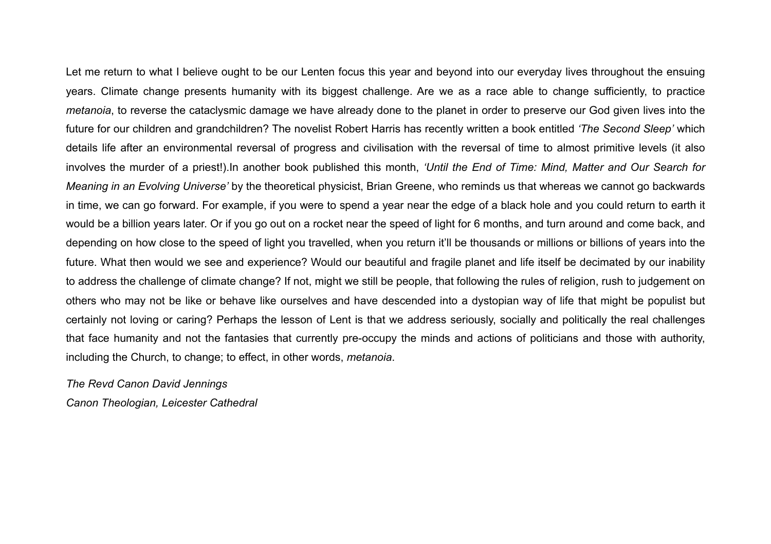Let me return to what I believe ought to be our Lenten focus this year and beyond into our everyday lives throughout the ensuing years. Climate change presents humanity with its biggest challenge. Are we as a race able to change sufficiently, to practice *metanoia*, to reverse the cataclysmic damage we have already done to the planet in order to preserve our God given lives into the future for our children and grandchildren? The novelist Robert Harris has recently written a book entitled *'The Second Sleep'* which details life after an environmental reversal of progress and civilisation with the reversal of time to almost primitive levels (it also involves the murder of a priest!).In another book published this month, *'Until the End of Time: Mind, Matter and Our Search for Meaning in an Evolving Universe'* by the theoretical physicist, Brian Greene, who reminds us that whereas we cannot go backwards in time, we can go forward. For example, if you were to spend a year near the edge of a black hole and you could return to earth it would be a billion years later. Or if you go out on a rocket near the speed of light for 6 months, and turn around and come back, and depending on how close to the speed of light you travelled, when you return it'll be thousands or millions or billions of years into the future. What then would we see and experience? Would our beautiful and fragile planet and life itself be decimated by our inability to address the challenge of climate change? If not, might we still be people, that following the rules of religion, rush to judgement on others who may not be like or behave like ourselves and have descended into a dystopian way of life that might be populist but certainly not loving or caring? Perhaps the lesson of Lent is that we address seriously, socially and politically the real challenges that face humanity and not the fantasies that currently pre-occupy the minds and actions of politicians and those with authority, including the Church, to change; to effect, in other words, *metanoia*.

*The Revd Canon David Jennings*
*Canon Theologian, Leicester Cathedral*